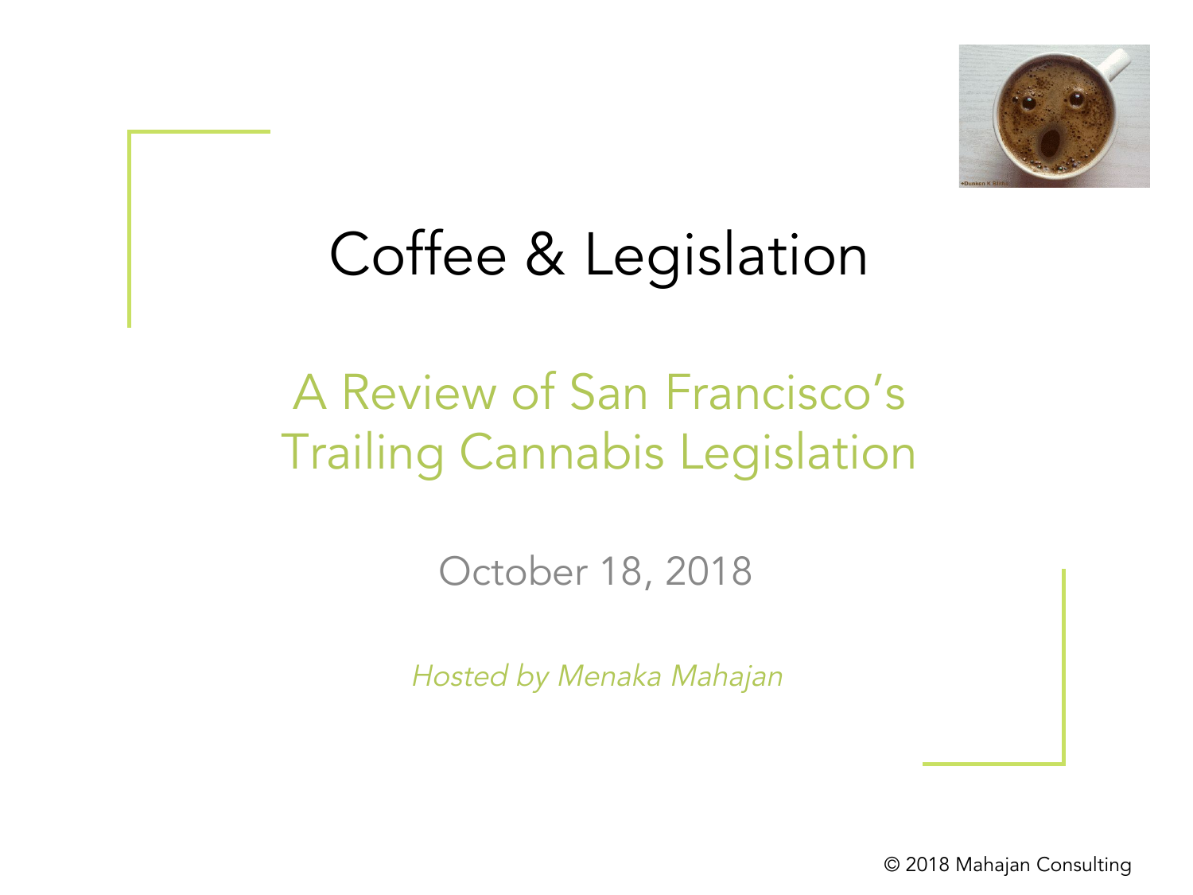# Coffee & Legislation

## A Review of San Francisco's Trailing Cannabis Legislation

October 18, 2018

*Hosted by Menaka Mahajan*

© 2018 Mahajan Consulting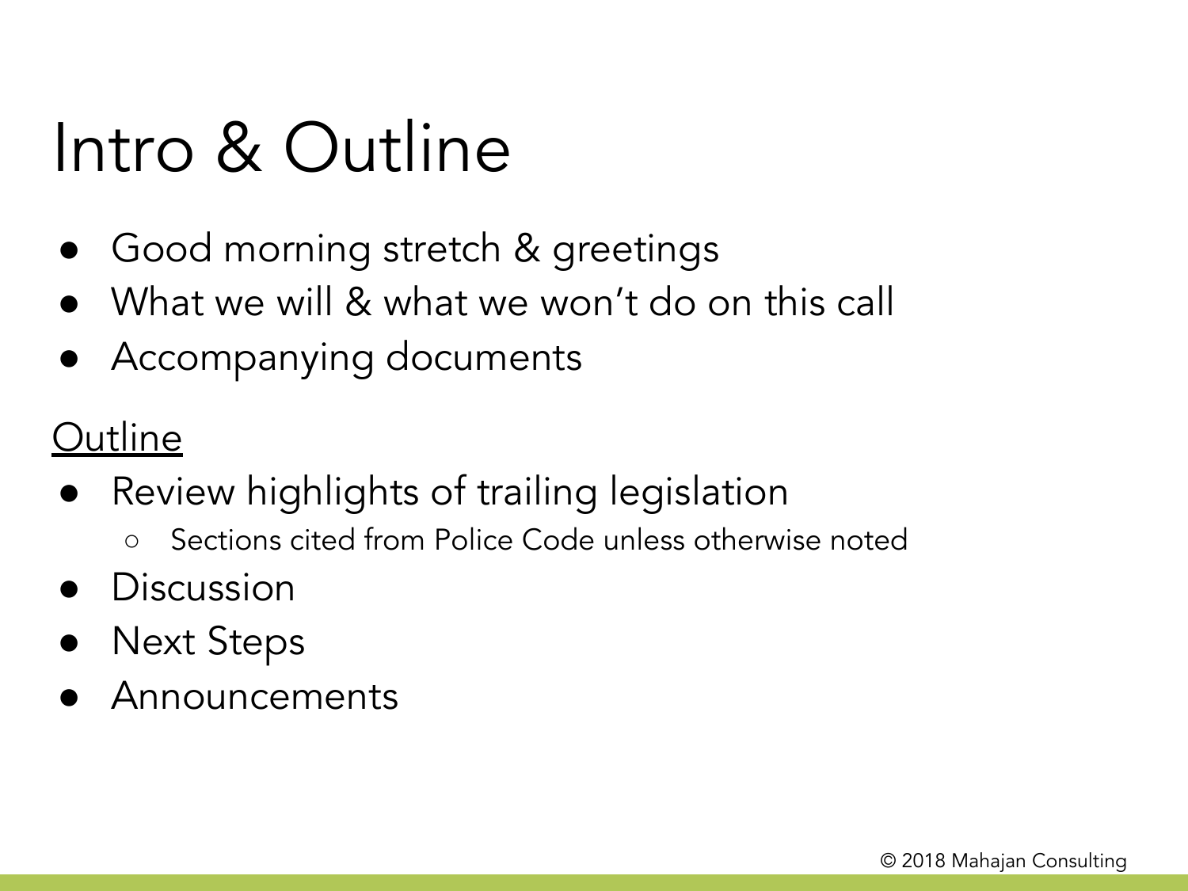# Intro & Outline

- Good morning stretch & greetings
- What we will & what we won't do on this call
- Accompanying documents

<u>Outline</u>

- Review highlights of trailing legislation
  - Sections cited from Police Code unless otherwise noted
- Discussion
- Next Steps
- Announcements

© 2018 Mahajan Consulting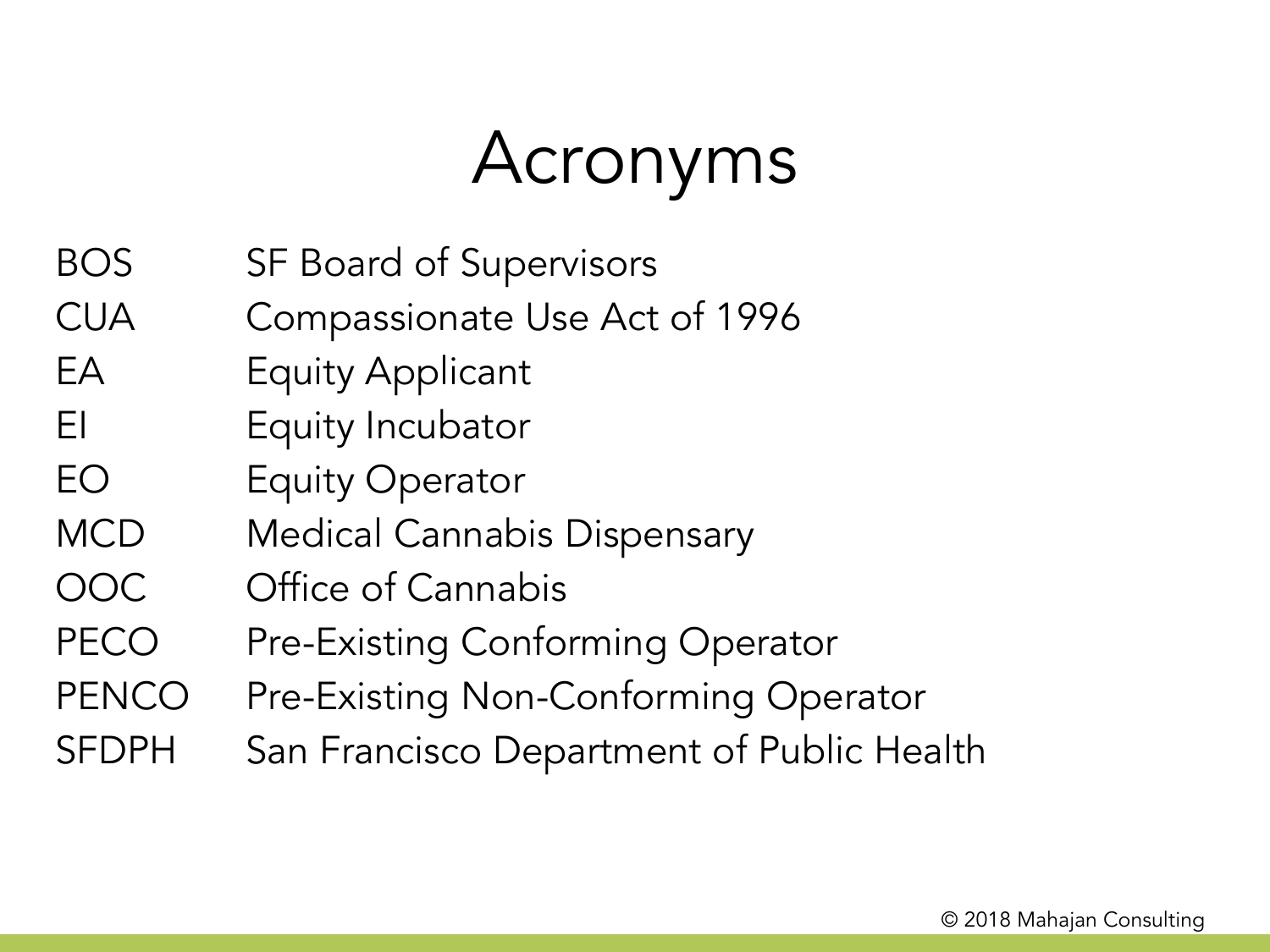# Acronyms

| | |
|---|---|
| BOS | SF Board of Supervisors |
| CUA | Compassionate Use Act of 1996 |
| EA | Equity Applicant |
| EI | Equity Incubator |
| EO | Equity Operator |
| MCD | Medical Cannabis Dispensary |
| OOC | Office of Cannabis |
| PECO | Pre-Existing Conforming Operator |
| PENCO | Pre-Existing Non-Conforming Operator |
| SFDPH | San Francisco Department of Public Health |

© 2018 Mahajan Consulting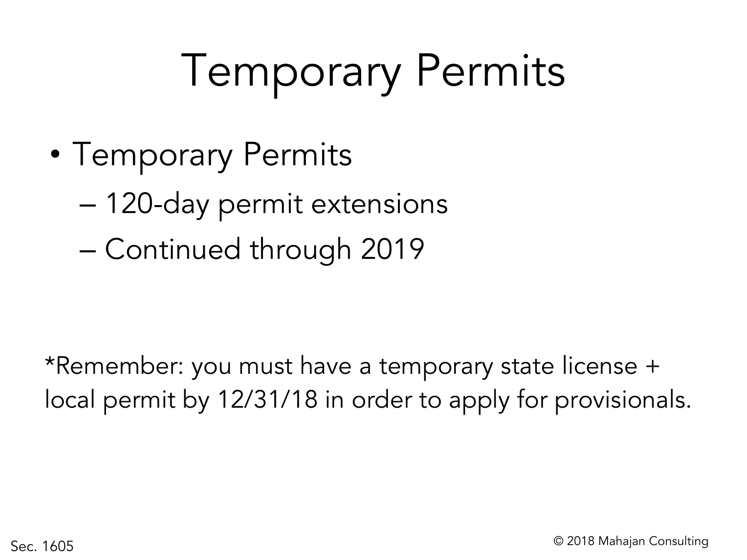# Temporary Permits

- Temporary Permits
  - 120-day permit extensions
  - Continued through 2019

*Remember: you must have a temporary state license + local permit by 12/31/18 in order to apply for provisionals.

Sec. 1605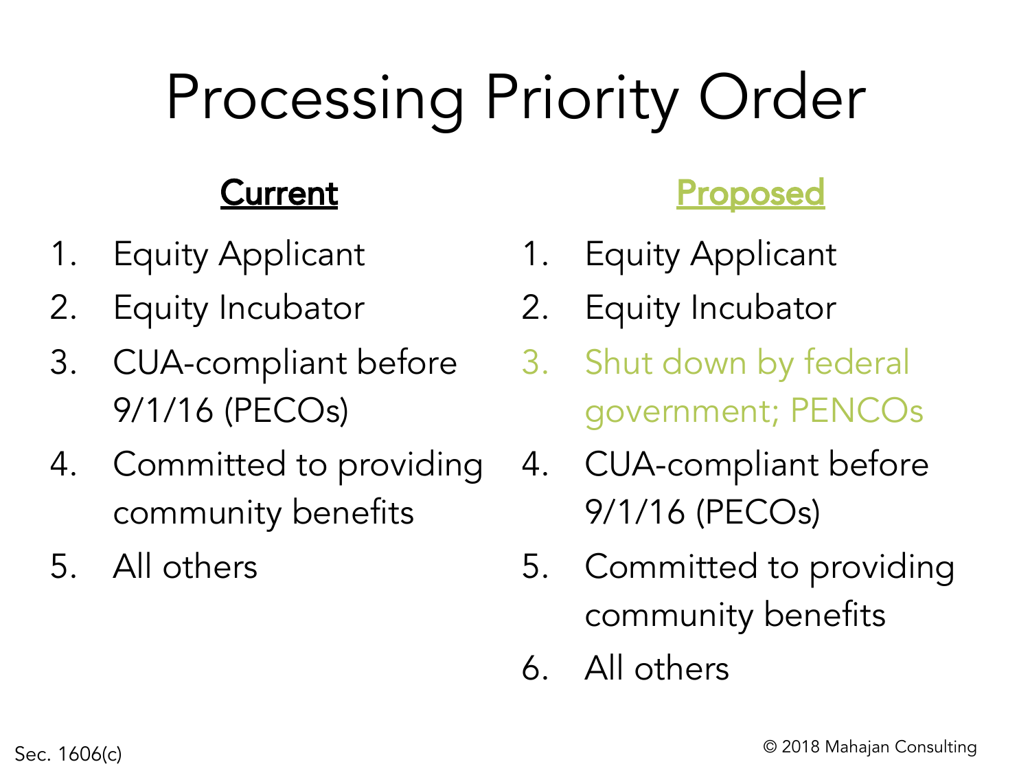# Processing Priority Order

**Current**

1. Equity Applicant
2. Equity Incubator
3. CUA-compliant before 9/1/16 (PECOs)
4. Committed to providing community benefits
5. All others

**Proposed**

1. Equity Applicant
2. Equity Incubator
3. Shut down by federal government; PENCOs
4. CUA-compliant before 9/1/16 (PECOs)
5. Committed to providing community benefits
6. All others

Sec. 1606(c)

© 2018 Mahajan Consulting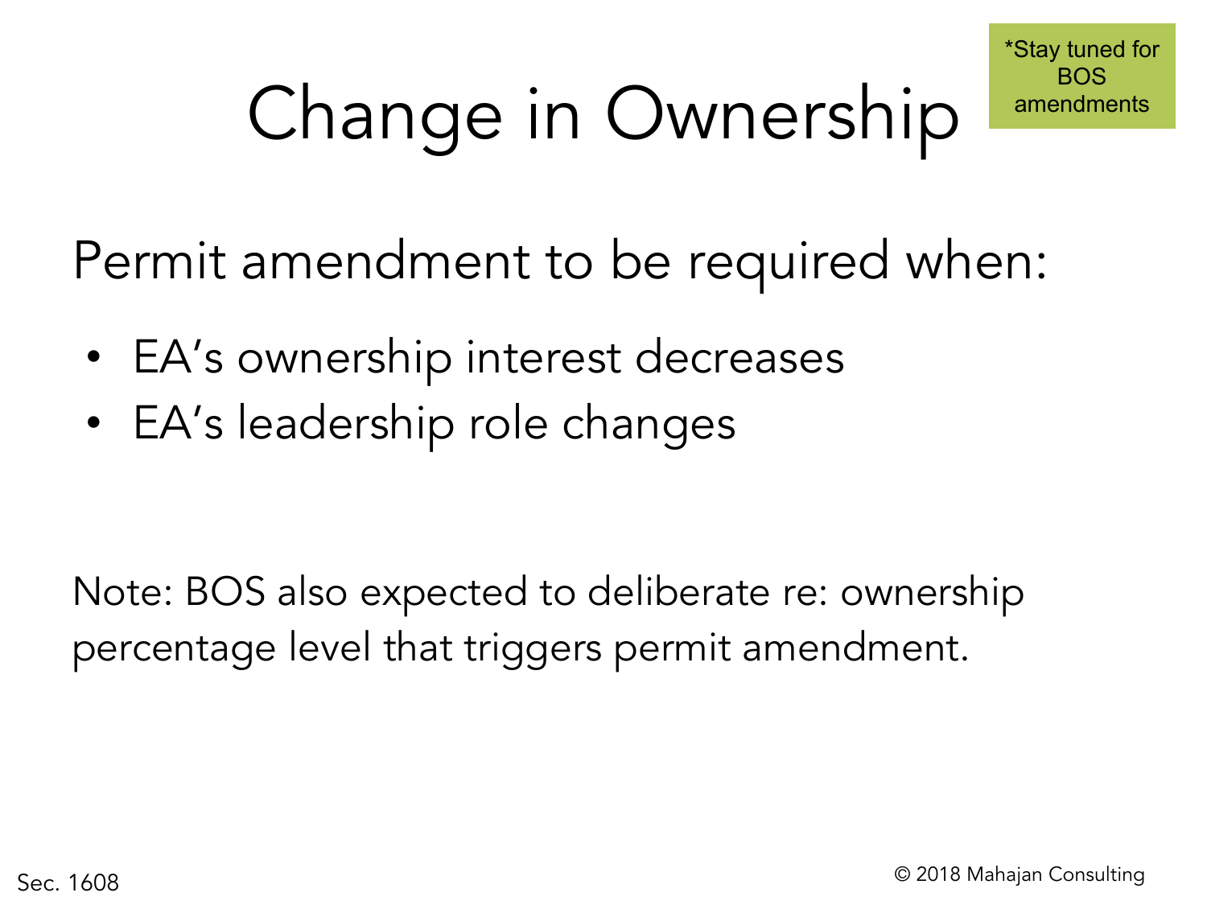# Change in Ownership

*Stay tuned for BOS amendments

Permit amendment to be required when:

- EA's ownership interest decreases
- EA's leadership role changes

Note: BOS also expected to deliberate re: ownership percentage level that triggers permit amendment.

Sec. 1608

© 2018 Mahajan Consulting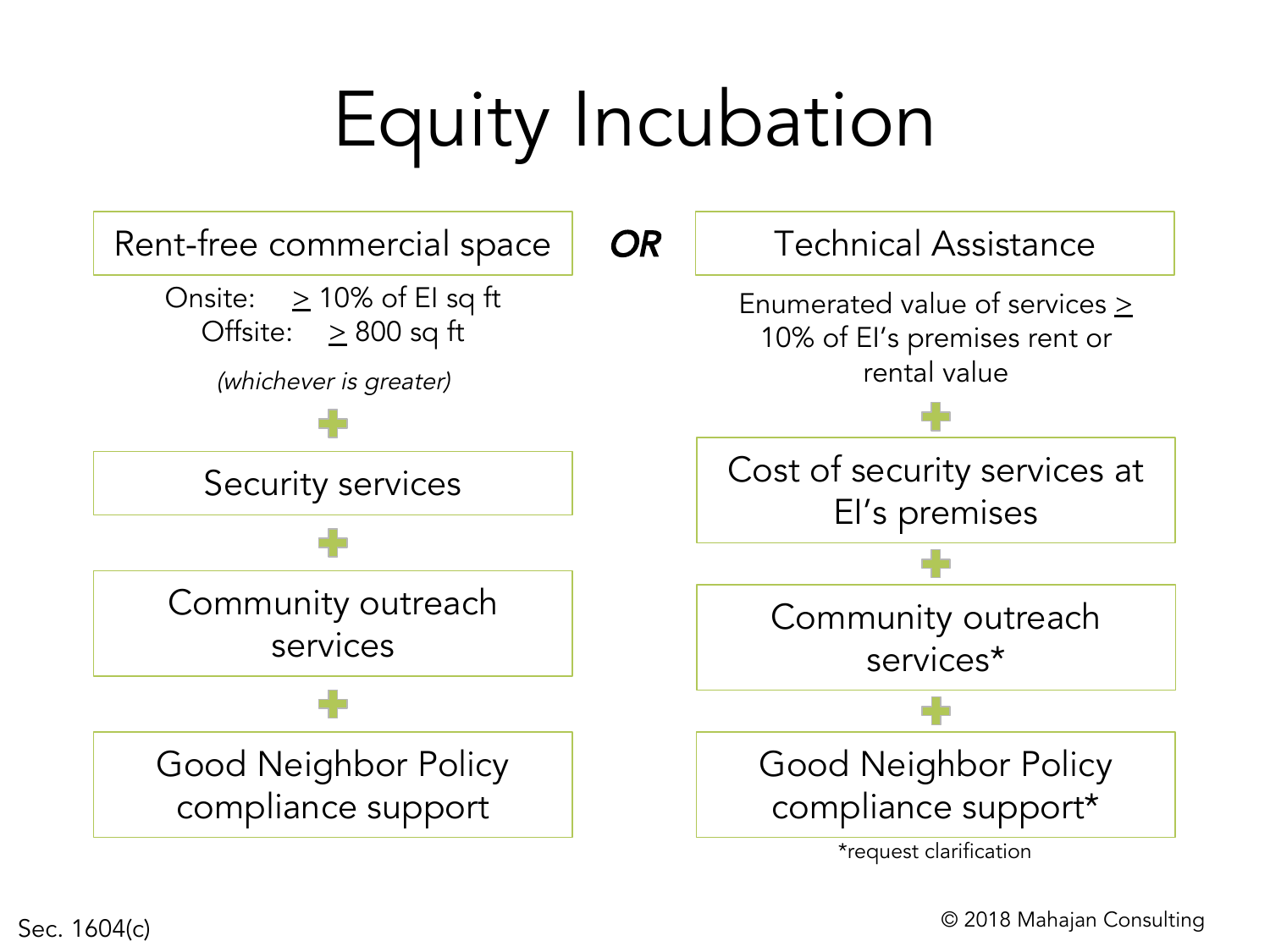# Equity Incubation

| Rent-free commercial space | OR | Technical Assistance |
|---|---|---|
| Onsite: ≥ 10% of EI sq ft<br>Offsite: ≥ 800 sq ft<br>*(whichever is greater)* | | Enumerated value of services ≥ 10% of EI's premises rent or rental value |
| + | | + |
| Security services | | Cost of security services at EI's premises |
| + | | + |
| Community outreach services | | Community outreach services* |
| + | | + |
| Good Neighbor Policy compliance support | | Good Neighbor Policy compliance support* |

*request clarification

Sec. 1604(c)

© 2018 Mahajan Consulting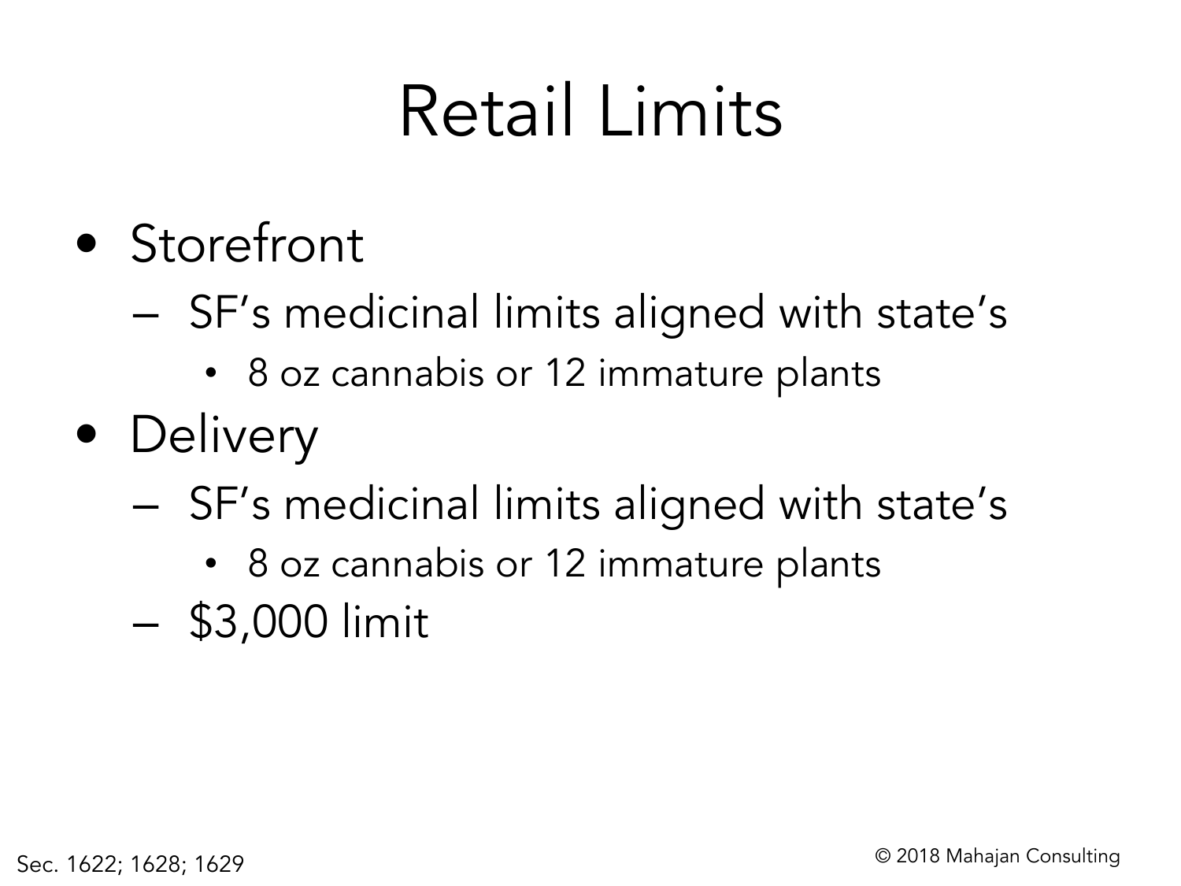# Retail Limits

- Storefront
  - SF's medicinal limits aligned with state's
    - 8 oz cannabis or 12 immature plants
- Delivery
  - SF's medicinal limits aligned with state's
    - 8 oz cannabis or 12 immature plants
  - $3,000 limit

Sec. 1622; 1628; 1629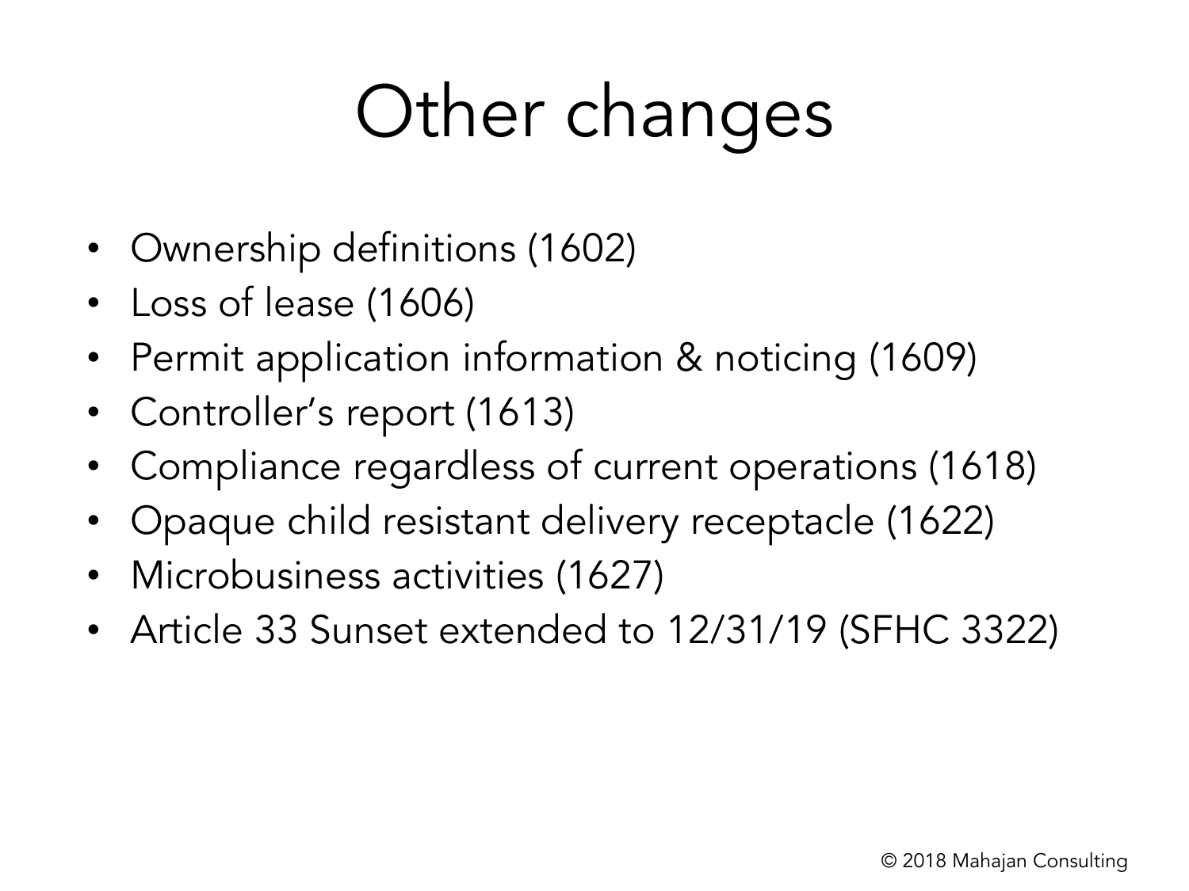# Other changes

- Ownership definitions (1602)
- Loss of lease (1606)
- Permit application information & noticing (1609)
- Controller's report (1613)
- Compliance regardless of current operations (1618)
- Opaque child resistant delivery receptacle (1622)
- Microbusiness activities (1627)
- Article 33 Sunset extended to 12/31/19 (SFHC 3322)

© 2018 Mahajan Consulting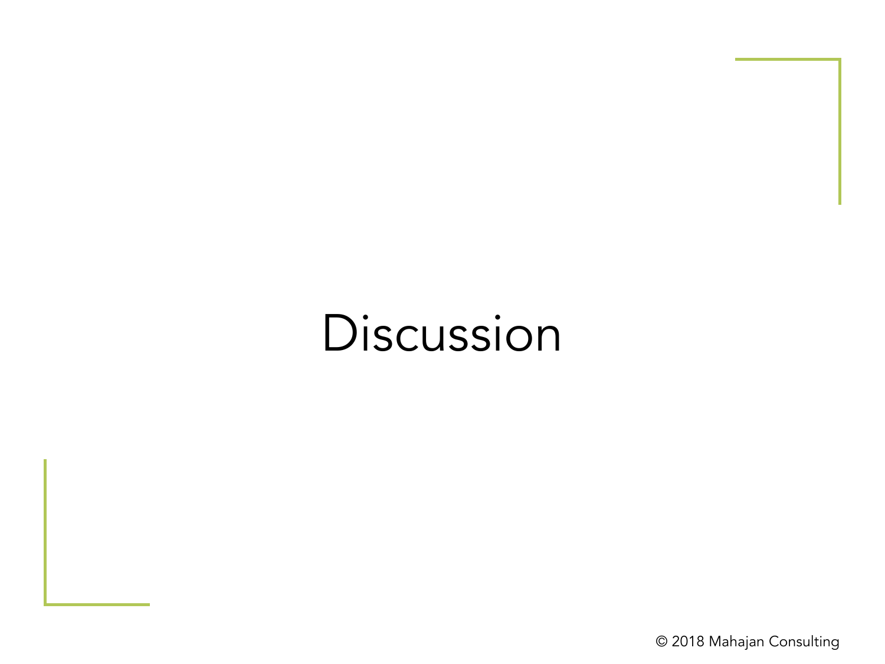# Discussion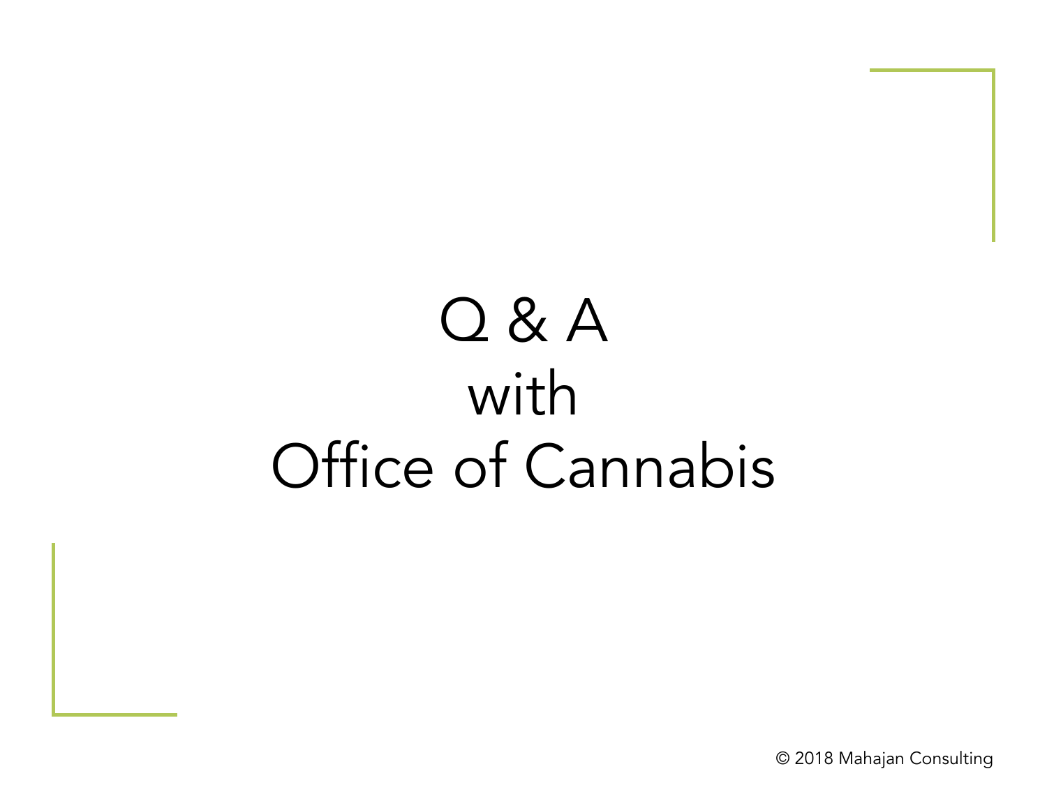# Q & A
# with
# Office of Cannabis

© 2018 Mahajan Consulting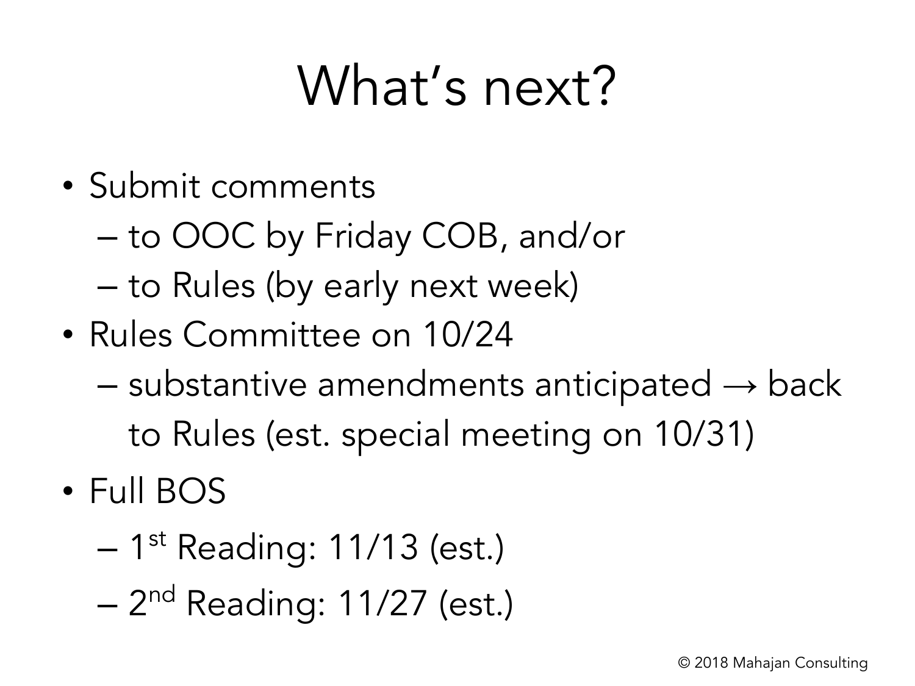# What's next?

- Submit comments
  - to OOC by Friday COB, and/or
  - to Rules (by early next week)
- Rules Committee on 10/24
  - substantive amendments anticipated → back to Rules (est. special meeting on 10/31)
- Full BOS
  - 1st Reading: 11/13 (est.)
  - 2nd Reading: 11/27 (est.)

© 2018 Mahajan Consulting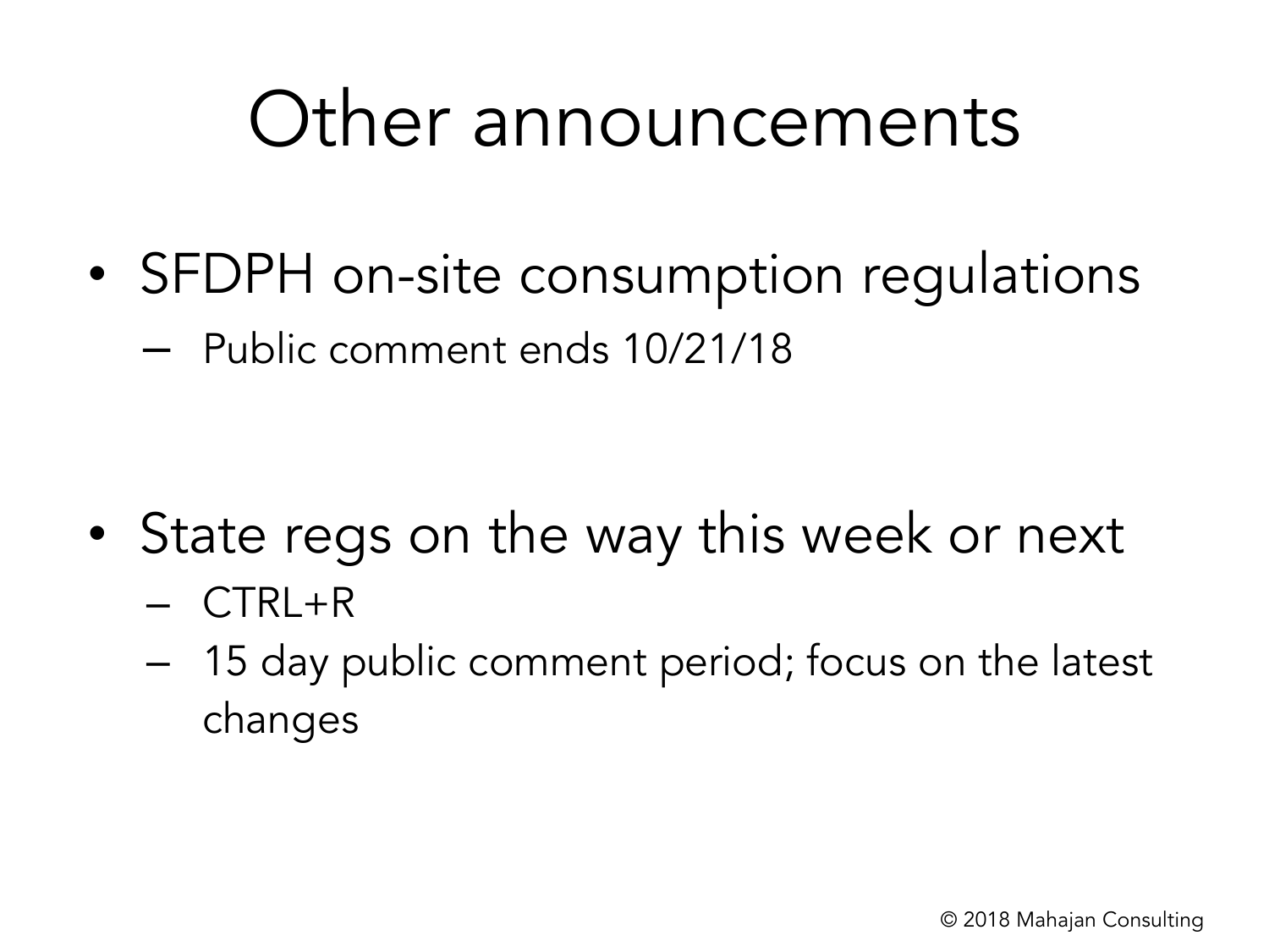# Other announcements

- SFDPH on-site consumption regulations
  - Public comment ends 10/21/18

- State regs on the way this week or next
  - CTRL+R
  - 15 day public comment period; focus on the latest changes

© 2018 Mahajan Consulting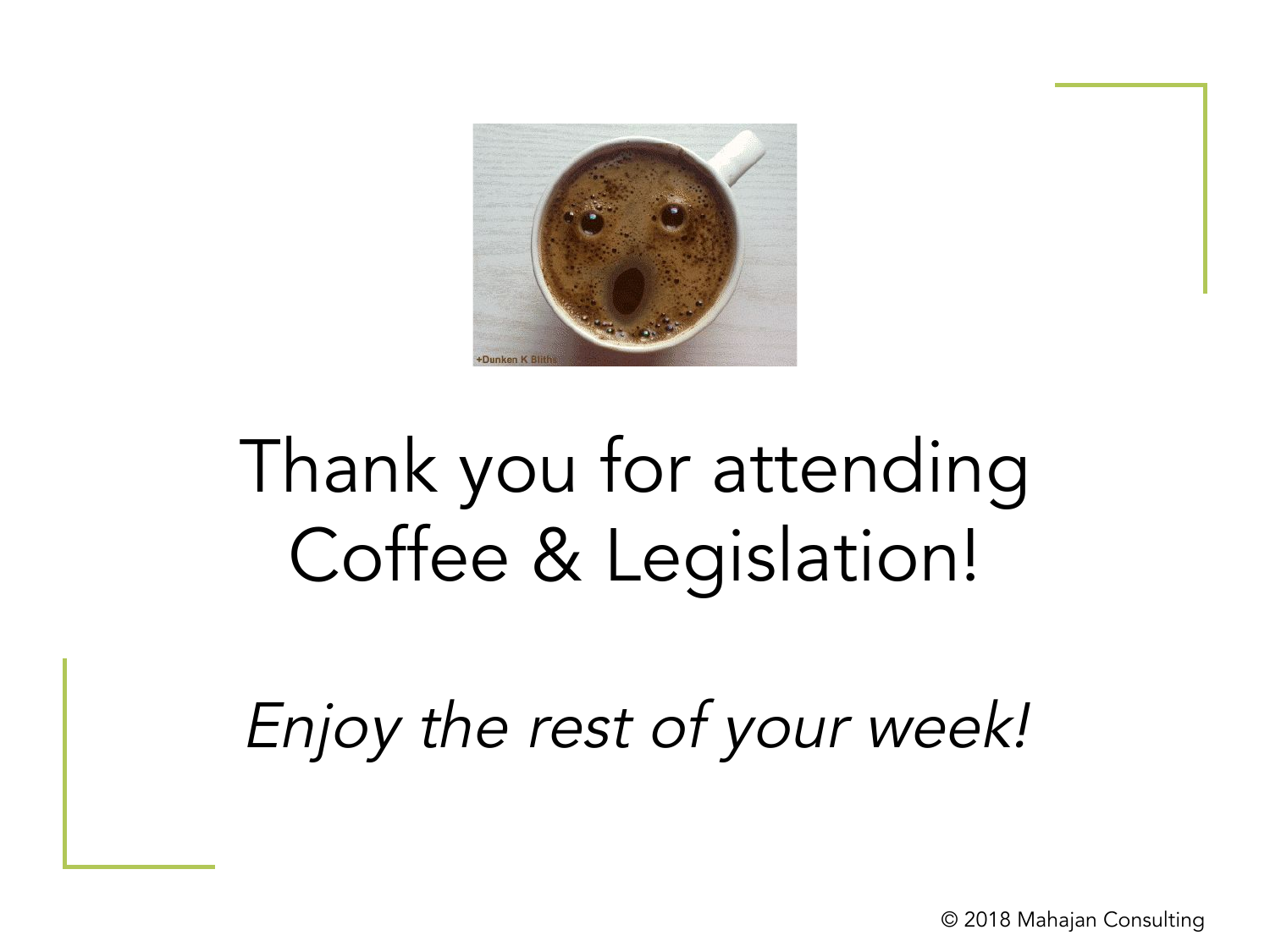# Thank you for attending Coffee & Legislation!

*Enjoy the rest of your week!*

© 2018 Mahajan Consulting